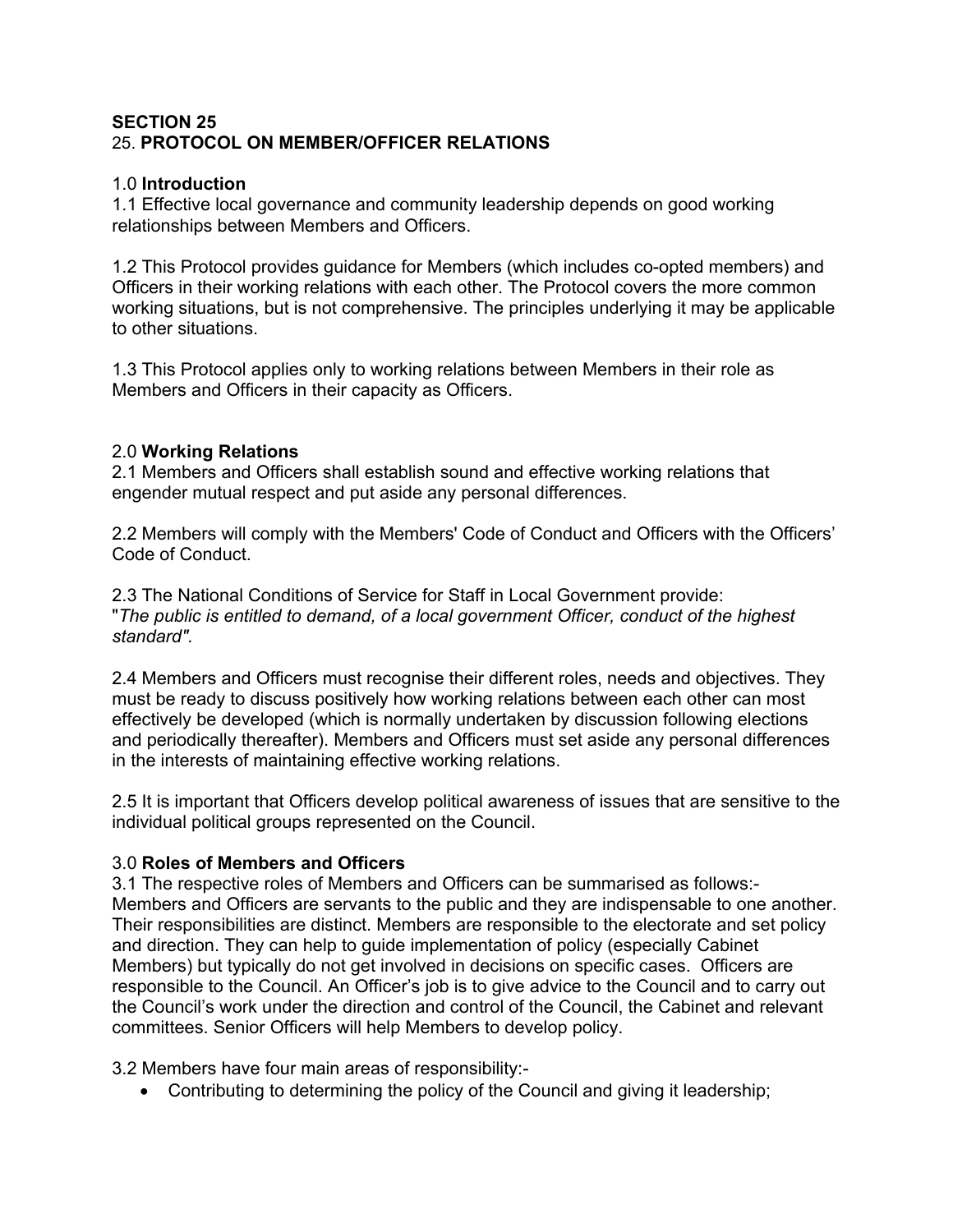**SECTION 25**

# 25. PROTOCOL ON MEMBER/OFFICER RELATIONS

## 1.0 **Introduction**

1.1 Effective local governance and community leadership depends on good working relationships between Members and Officers.

1.2 This Protocol provides guidance for Members (which includes co-opted members) and Officers in their working relations with each other. The Protocol covers the more common working situations, but is not comprehensive. The principles underlying it may be applicable to other situations.

1.3 This Protocol applies only to working relations between Members in their role as Members and Officers in their capacity as Officers.

## 2.0 **Working Relations**

2.1 Members and Officers shall establish sound and effective working relations that engender mutual respect and put aside any personal differences.

2.2 Members will comply with the Members' Code of Conduct and Officers with the Officers' Code of Conduct.

2.3 The National Conditions of Service for Staff in Local Government provide:
"*The public is entitled to demand, of a local government Officer, conduct of the highest standard".*

2.4 Members and Officers must recognise their different roles, needs and objectives. They must be ready to discuss positively how working relations between each other can most effectively be developed (which is normally undertaken by discussion following elections and periodically thereafter). Members and Officers must set aside any personal differences in the interests of maintaining effective working relations.

2.5 It is important that Officers develop political awareness of issues that are sensitive to the individual political groups represented on the Council.

## 3.0 **Roles of Members and Officers**

3.1 The respective roles of Members and Officers can be summarised as follows:-
Members and Officers are servants to the public and they are indispensable to one another. Their responsibilities are distinct. Members are responsible to the electorate and set policy and direction. They can help to guide implementation of policy (especially Cabinet Members) but typically do not get involved in decisions on specific cases. Officers are responsible to the Council. An Officer's job is to give advice to the Council and to carry out the Council's work under the direction and control of the Council, the Cabinet and relevant committees. Senior Officers will help Members to develop policy.

3.2 Members have four main areas of responsibility:-

- Contributing to determining the policy of the Council and giving it leadership;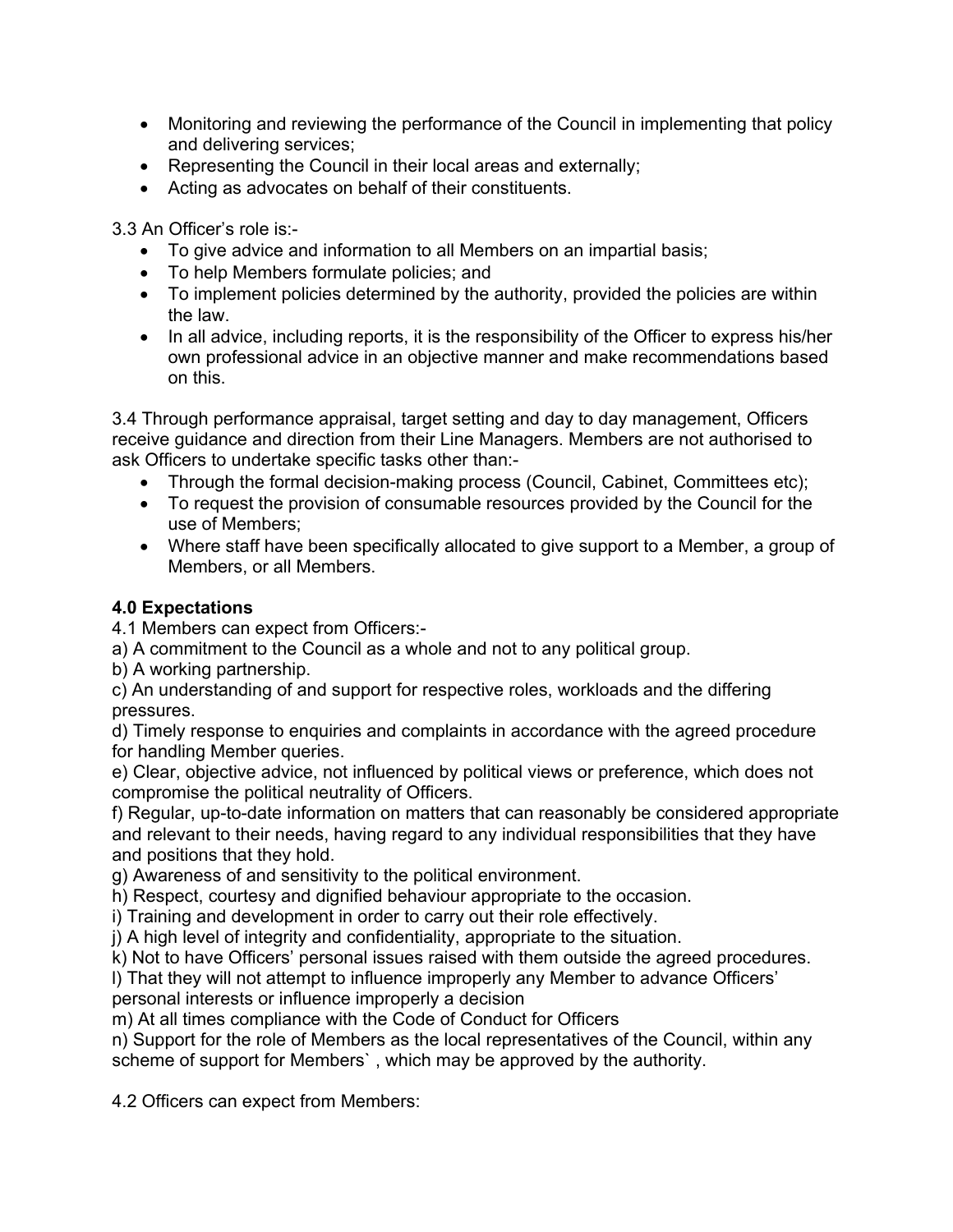- Monitoring and reviewing the performance of the Council in implementing that policy and delivering services;
- Representing the Council in their local areas and externally;
- Acting as advocates on behalf of their constituents.

3.3 An Officer's role is:-

- To give advice and information to all Members on an impartial basis;
- To help Members formulate policies; and
- To implement policies determined by the authority, provided the policies are within the law.
- In all advice, including reports, it is the responsibility of the Officer to express his/her own professional advice in an objective manner and make recommendations based on this.

3.4 Through performance appraisal, target setting and day to day management, Officers receive guidance and direction from their Line Managers. Members are not authorised to ask Officers to undertake specific tasks other than:-

- Through the formal decision-making process (Council, Cabinet, Committees etc);
- To request the provision of consumable resources provided by the Council for the use of Members;
- Where staff have been specifically allocated to give support to a Member, a group of Members, or all Members.

**4.0 Expectations**

4.1 Members can expect from Officers:-

a) A commitment to the Council as a whole and not to any political group.
b) A working partnership.
c) An understanding of and support for respective roles, workloads and the differing pressures.
d) Timely response to enquiries and complaints in accordance with the agreed procedure for handling Member queries.
e) Clear, objective advice, not influenced by political views or preference, which does not compromise the political neutrality of Officers.
f) Regular, up-to-date information on matters that can reasonably be considered appropriate and relevant to their needs, having regard to any individual responsibilities that they have and positions that they hold.
g) Awareness of and sensitivity to the political environment.
h) Respect, courtesy and dignified behaviour appropriate to the occasion.
i) Training and development in order to carry out their role effectively.
j) A high level of integrity and confidentiality, appropriate to the situation.
k) Not to have Officers' personal issues raised with them outside the agreed procedures.
l) That they will not attempt to influence improperly any Member to advance Officers' personal interests or influence improperly a decision
m) At all times compliance with the Code of Conduct for Officers
n) Support for the role of Members as the local representatives of the Council, within any scheme of support for Members` , which may be approved by the authority.

4.2 Officers can expect from Members: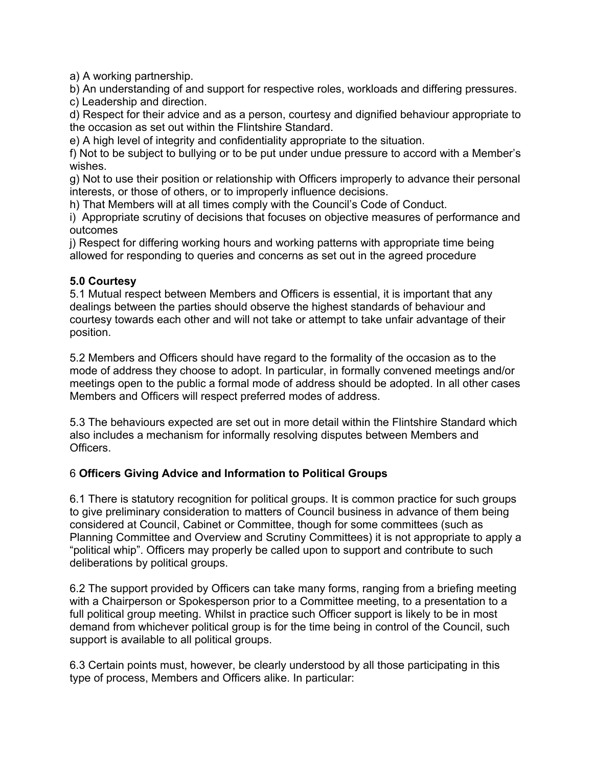a) A working partnership.

b) An understanding of and support for respective roles, workloads and differing pressures.

c) Leadership and direction.

d) Respect for their advice and as a person, courtesy and dignified behaviour appropriate to the occasion as set out within the Flintshire Standard.

e) A high level of integrity and confidentiality appropriate to the situation.

f) Not to be subject to bullying or to be put under undue pressure to accord with a Member's wishes.

g) Not to use their position or relationship with Officers improperly to advance their personal interests, or those of others, or to improperly influence decisions.

h) That Members will at all times comply with the Council's Code of Conduct.

i) Appropriate scrutiny of decisions that focuses on objective measures of performance and outcomes

j) Respect for differing working hours and working patterns with appropriate time being allowed for responding to queries and concerns as set out in the agreed procedure

**5.0 Courtesy**

5.1 Mutual respect between Members and Officers is essential, it is important that any dealings between the parties should observe the highest standards of behaviour and courtesy towards each other and will not take or attempt to take unfair advantage of their position.

5.2 Members and Officers should have regard to the formality of the occasion as to the mode of address they choose to adopt. In particular, in formally convened meetings and/or meetings open to the public a formal mode of address should be adopted. In all other cases Members and Officers will respect preferred modes of address.

5.3 The behaviours expected are set out in more detail within the Flintshire Standard which also includes a mechanism for informally resolving disputes between Members and Officers.

6 **Officers Giving Advice and Information to Political Groups**

6.1 There is statutory recognition for political groups. It is common practice for such groups to give preliminary consideration to matters of Council business in advance of them being considered at Council, Cabinet or Committee, though for some committees (such as Planning Committee and Overview and Scrutiny Committees) it is not appropriate to apply a "political whip". Officers may properly be called upon to support and contribute to such deliberations by political groups.

6.2 The support provided by Officers can take many forms, ranging from a briefing meeting with a Chairperson or Spokesperson prior to a Committee meeting, to a presentation to a full political group meeting. Whilst in practice such Officer support is likely to be in most demand from whichever political group is for the time being in control of the Council, such support is available to all political groups.

6.3 Certain points must, however, be clearly understood by all those participating in this type of process, Members and Officers alike. In particular: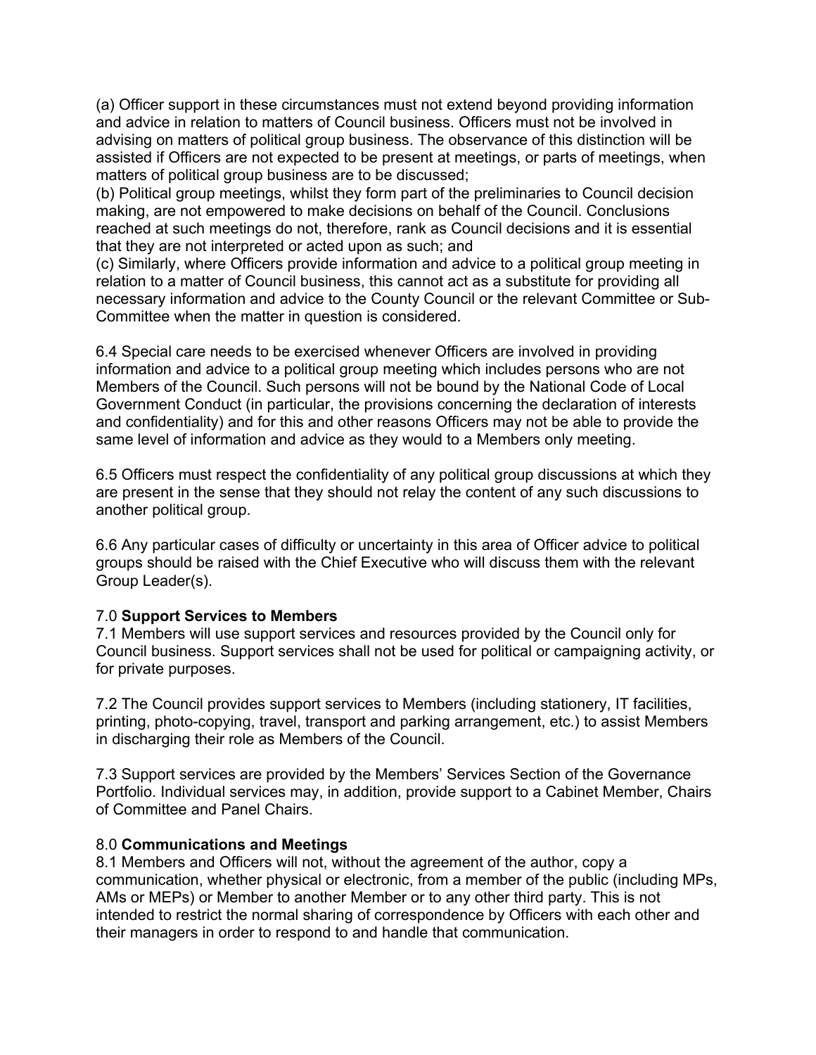(a) Officer support in these circumstances must not extend beyond providing information and advice in relation to matters of Council business. Officers must not be involved in advising on matters of political group business. The observance of this distinction will be assisted if Officers are not expected to be present at meetings, or parts of meetings, when matters of political group business are to be discussed;

(b) Political group meetings, whilst they form part of the preliminaries to Council decision making, are not empowered to make decisions on behalf of the Council. Conclusions reached at such meetings do not, therefore, rank as Council decisions and it is essential that they are not interpreted or acted upon as such; and

(c) Similarly, where Officers provide information and advice to a political group meeting in relation to a matter of Council business, this cannot act as a substitute for providing all necessary information and advice to the County Council or the relevant Committee or Sub-Committee when the matter in question is considered.

6.4 Special care needs to be exercised whenever Officers are involved in providing information and advice to a political group meeting which includes persons who are not Members of the Council. Such persons will not be bound by the National Code of Local Government Conduct (in particular, the provisions concerning the declaration of interests and confidentiality) and for this and other reasons Officers may not be able to provide the same level of information and advice as they would to a Members only meeting.

6.5 Officers must respect the confidentiality of any political group discussions at which they are present in the sense that they should not relay the content of any such discussions to another political group.

6.6 Any particular cases of difficulty or uncertainty in this area of Officer advice to political groups should be raised with the Chief Executive who will discuss them with the relevant Group Leader(s).

## 7.0 **Support Services to Members**

7.1 Members will use support services and resources provided by the Council only for Council business. Support services shall not be used for political or campaigning activity, or for private purposes.

7.2 The Council provides support services to Members (including stationery, IT facilities, printing, photo-copying, travel, transport and parking arrangement, etc.) to assist Members in discharging their role as Members of the Council.

7.3 Support services are provided by the Members' Services Section of the Governance Portfolio. Individual services may, in addition, provide support to a Cabinet Member, Chairs of Committee and Panel Chairs.

## 8.0 **Communications and Meetings**

8.1 Members and Officers will not, without the agreement of the author, copy a communication, whether physical or electronic, from a member of the public (including MPs, AMs or MEPs) or Member to another Member or to any other third party. This is not intended to restrict the normal sharing of correspondence by Officers with each other and their managers in order to respond to and handle that communication.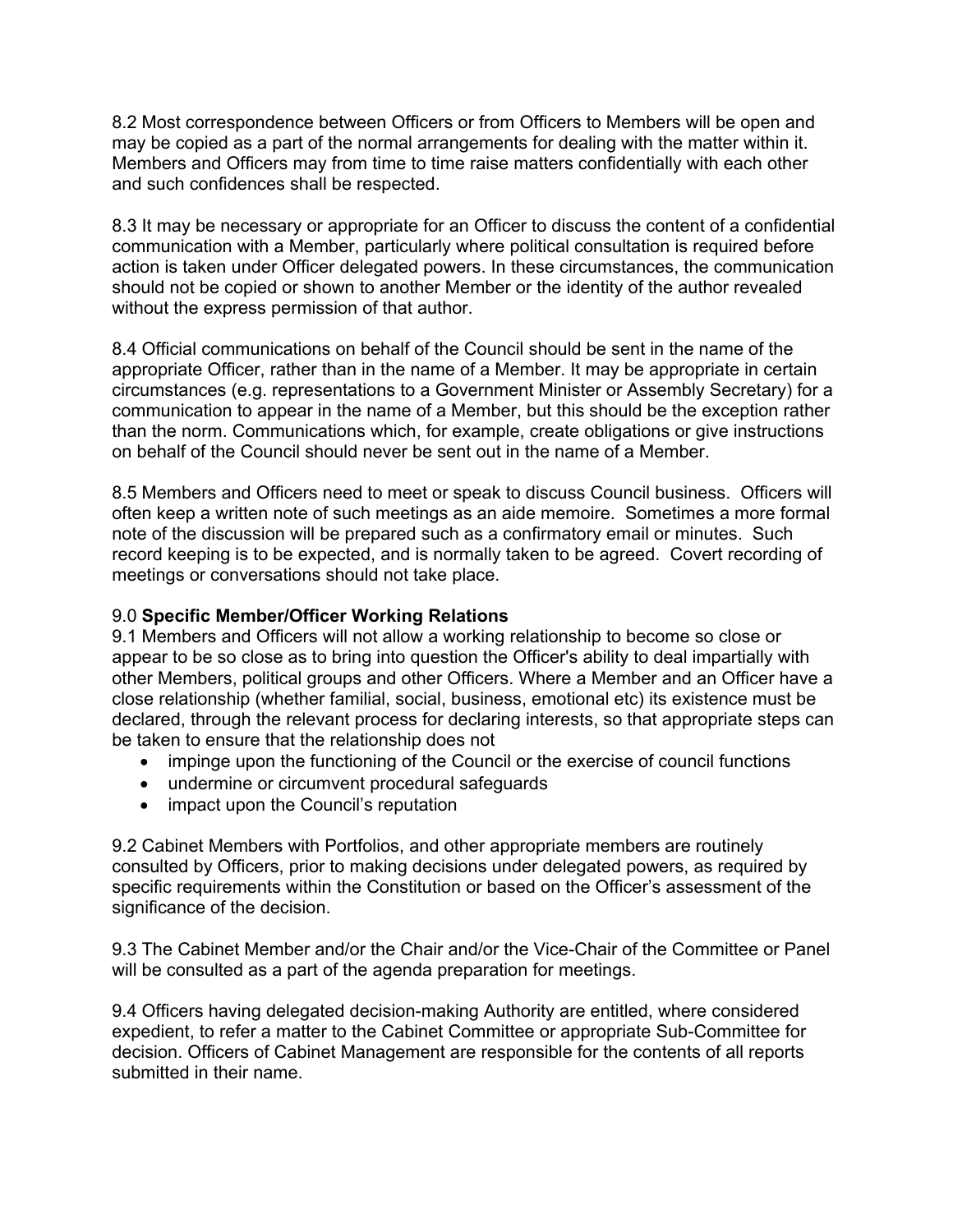8.2 Most correspondence between Officers or from Officers to Members will be open and may be copied as a part of the normal arrangements for dealing with the matter within it. Members and Officers may from time to time raise matters confidentially with each other and such confidences shall be respected.

8.3 It may be necessary or appropriate for an Officer to discuss the content of a confidential communication with a Member, particularly where political consultation is required before action is taken under Officer delegated powers. In these circumstances, the communication should not be copied or shown to another Member or the identity of the author revealed without the express permission of that author.

8.4 Official communications on behalf of the Council should be sent in the name of the appropriate Officer, rather than in the name of a Member. It may be appropriate in certain circumstances (e.g. representations to a Government Minister or Assembly Secretary) for a communication to appear in the name of a Member, but this should be the exception rather than the norm. Communications which, for example, create obligations or give instructions on behalf of the Council should never be sent out in the name of a Member.

8.5 Members and Officers need to meet or speak to discuss Council business. Officers will often keep a written note of such meetings as an aide memoire. Sometimes a more formal note of the discussion will be prepared such as a confirmatory email or minutes. Such record keeping is to be expected, and is normally taken to be agreed. Covert recording of meetings or conversations should not take place.

## 9.0 **Specific Member/Officer Working Relations**

9.1 Members and Officers will not allow a working relationship to become so close or appear to be so close as to bring into question the Officer's ability to deal impartially with other Members, political groups and other Officers. Where a Member and an Officer have a close relationship (whether familial, social, business, emotional etc) its existence must be declared, through the relevant process for declaring interests, so that appropriate steps can be taken to ensure that the relationship does not

- impinge upon the functioning of the Council or the exercise of council functions
- undermine or circumvent procedural safeguards
- impact upon the Council's reputation

9.2 Cabinet Members with Portfolios, and other appropriate members are routinely consulted by Officers, prior to making decisions under delegated powers, as required by specific requirements within the Constitution or based on the Officer's assessment of the significance of the decision.

9.3 The Cabinet Member and/or the Chair and/or the Vice-Chair of the Committee or Panel will be consulted as a part of the agenda preparation for meetings.

9.4 Officers having delegated decision-making Authority are entitled, where considered expedient, to refer a matter to the Cabinet Committee or appropriate Sub-Committee for decision. Officers of Cabinet Management are responsible for the contents of all reports submitted in their name.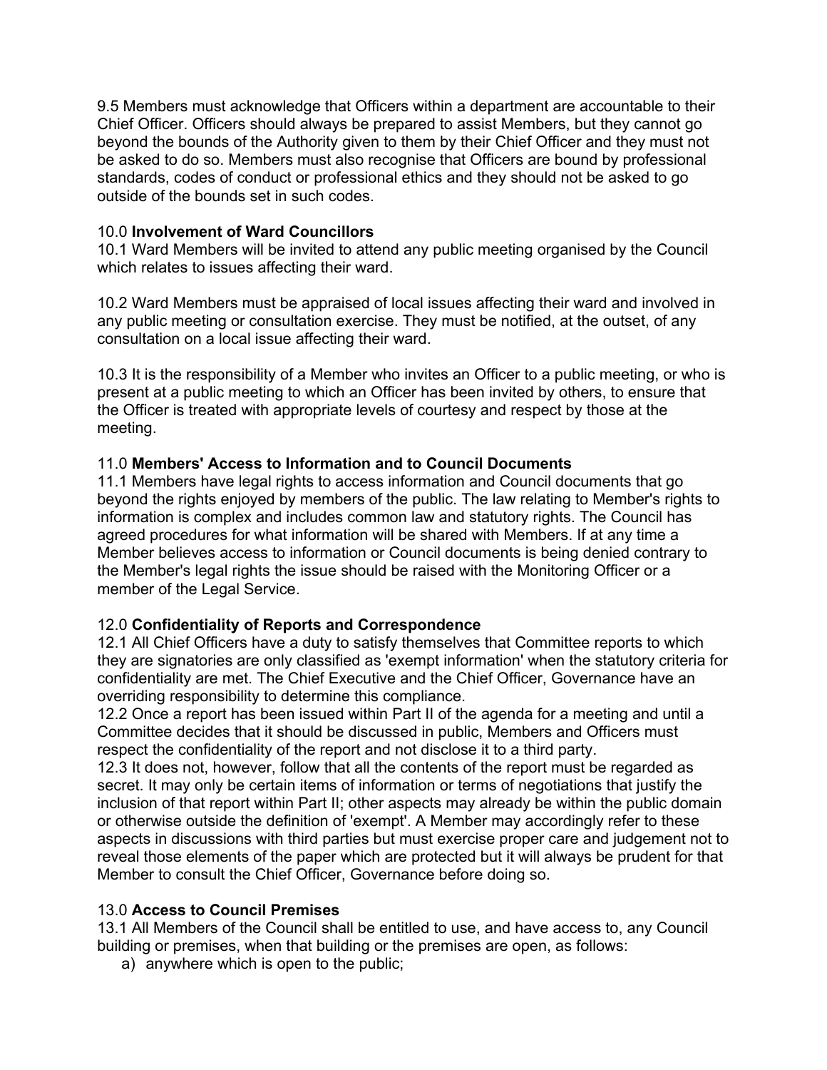9.5 Members must acknowledge that Officers within a department are accountable to their Chief Officer. Officers should always be prepared to assist Members, but they cannot go beyond the bounds of the Authority given to them by their Chief Officer and they must not be asked to do so. Members must also recognise that Officers are bound by professional standards, codes of conduct or professional ethics and they should not be asked to go outside of the bounds set in such codes.

10.0 **Involvement of Ward Councillors**

10.1 Ward Members will be invited to attend any public meeting organised by the Council which relates to issues affecting their ward.

10.2 Ward Members must be appraised of local issues affecting their ward and involved in any public meeting or consultation exercise. They must be notified, at the outset, of any consultation on a local issue affecting their ward.

10.3 It is the responsibility of a Member who invites an Officer to a public meeting, or who is present at a public meeting to which an Officer has been invited by others, to ensure that the Officer is treated with appropriate levels of courtesy and respect by those at the meeting.

11.0 **Members' Access to Information and to Council Documents**

11.1 Members have legal rights to access information and Council documents that go beyond the rights enjoyed by members of the public. The law relating to Member's rights to information is complex and includes common law and statutory rights. The Council has agreed procedures for what information will be shared with Members. If at any time a Member believes access to information or Council documents is being denied contrary to the Member's legal rights the issue should be raised with the Monitoring Officer or a member of the Legal Service.

12.0 **Confidentiality of Reports and Correspondence**

12.1 All Chief Officers have a duty to satisfy themselves that Committee reports to which they are signatories are only classified as 'exempt information' when the statutory criteria for confidentiality are met. The Chief Executive and the Chief Officer, Governance have an overriding responsibility to determine this compliance.

12.2 Once a report has been issued within Part II of the agenda for a meeting and until a Committee decides that it should be discussed in public, Members and Officers must respect the confidentiality of the report and not disclose it to a third party.

12.3 It does not, however, follow that all the contents of the report must be regarded as secret. It may only be certain items of information or terms of negotiations that justify the inclusion of that report within Part II; other aspects may already be within the public domain or otherwise outside the definition of 'exempt'. A Member may accordingly refer to these aspects in discussions with third parties but must exercise proper care and judgement not to reveal those elements of the paper which are protected but it will always be prudent for that Member to consult the Chief Officer, Governance before doing so.

13.0 **Access to Council Premises**

13.1 All Members of the Council shall be entitled to use, and have access to, any Council building or premises, when that building or the premises are open, as follows:

a) anywhere which is open to the public;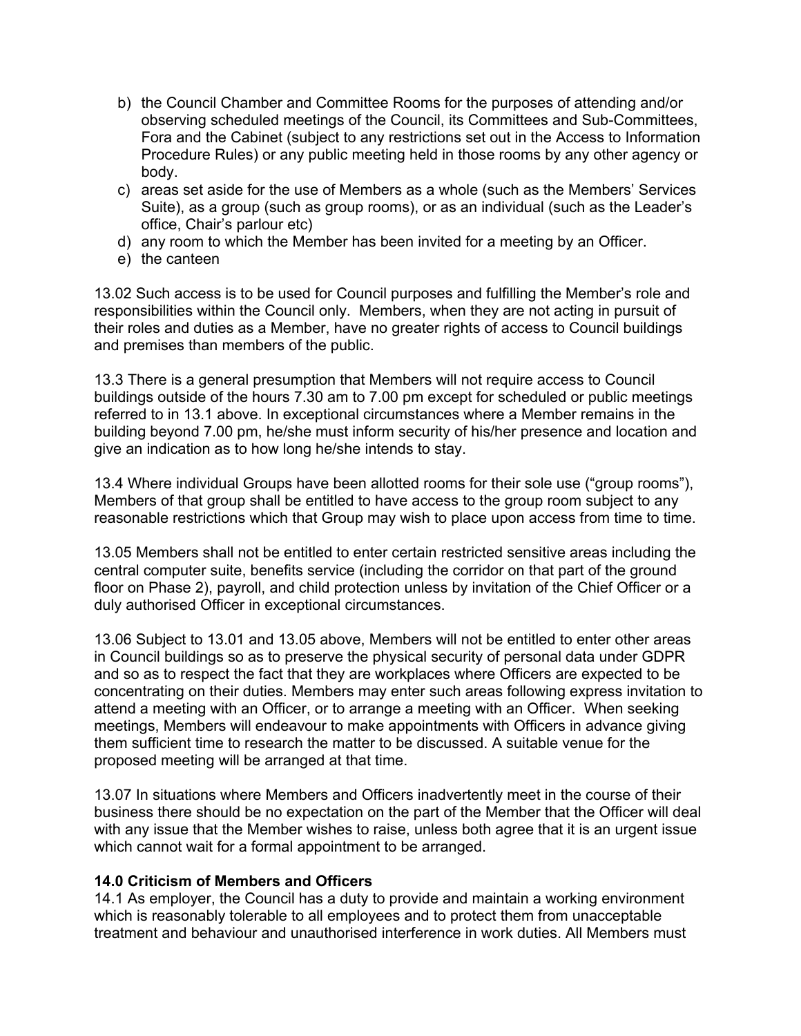b) the Council Chamber and Committee Rooms for the purposes of attending and/or observing scheduled meetings of the Council, its Committees and Sub-Committees, Fora and the Cabinet (subject to any restrictions set out in the Access to Information Procedure Rules) or any public meeting held in those rooms by any other agency or body.
c) areas set aside for the use of Members as a whole (such as the Members' Services Suite), as a group (such as group rooms), or as an individual (such as the Leader's office, Chair's parlour etc)
d) any room to which the Member has been invited for a meeting by an Officer.
e) the canteen

13.02 Such access is to be used for Council purposes and fulfilling the Member's role and responsibilities within the Council only. Members, when they are not acting in pursuit of their roles and duties as a Member, have no greater rights of access to Council buildings and premises than members of the public.

13.3 There is a general presumption that Members will not require access to Council buildings outside of the hours 7.30 am to 7.00 pm except for scheduled or public meetings referred to in 13.1 above. In exceptional circumstances where a Member remains in the building beyond 7.00 pm, he/she must inform security of his/her presence and location and give an indication as to how long he/she intends to stay.

13.4 Where individual Groups have been allotted rooms for their sole use ("group rooms"), Members of that group shall be entitled to have access to the group room subject to any reasonable restrictions which that Group may wish to place upon access from time to time.

13.05 Members shall not be entitled to enter certain restricted sensitive areas including the central computer suite, benefits service (including the corridor on that part of the ground floor on Phase 2), payroll, and child protection unless by invitation of the Chief Officer or a duly authorised Officer in exceptional circumstances.

13.06 Subject to 13.01 and 13.05 above, Members will not be entitled to enter other areas in Council buildings so as to preserve the physical security of personal data under GDPR and so as to respect the fact that they are workplaces where Officers are expected to be concentrating on their duties. Members may enter such areas following express invitation to attend a meeting with an Officer, or to arrange a meeting with an Officer. When seeking meetings, Members will endeavour to make appointments with Officers in advance giving them sufficient time to research the matter to be discussed. A suitable venue for the proposed meeting will be arranged at that time.

13.07 In situations where Members and Officers inadvertently meet in the course of their business there should be no expectation on the part of the Member that the Officer will deal with any issue that the Member wishes to raise, unless both agree that it is an urgent issue which cannot wait for a formal appointment to be arranged.

**14.0 Criticism of Members and Officers**

14.1 As employer, the Council has a duty to provide and maintain a working environment which is reasonably tolerable to all employees and to protect them from unacceptable treatment and behaviour and unauthorised interference in work duties. All Members must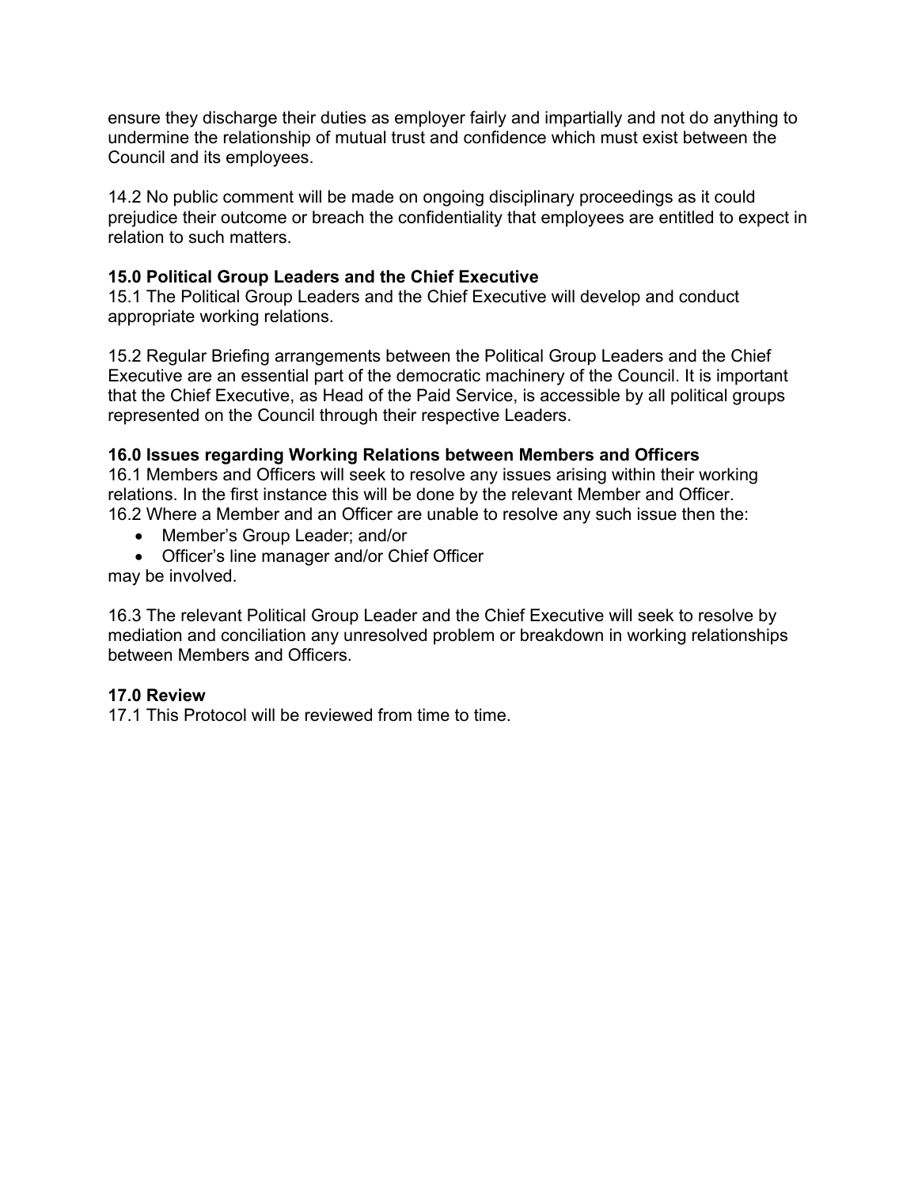ensure they discharge their duties as employer fairly and impartially and not do anything to undermine the relationship of mutual trust and confidence which must exist between the Council and its employees.

14.2 No public comment will be made on ongoing disciplinary proceedings as it could prejudice their outcome or breach the confidentiality that employees are entitled to expect in relation to such matters.

**15.0 Political Group Leaders and the Chief Executive**
15.1 The Political Group Leaders and the Chief Executive will develop and conduct appropriate working relations.

15.2 Regular Briefing arrangements between the Political Group Leaders and the Chief Executive are an essential part of the democratic machinery of the Council. It is important that the Chief Executive, as Head of the Paid Service, is accessible by all political groups represented on the Council through their respective Leaders.

**16.0 Issues regarding Working Relations between Members and Officers**
16.1 Members and Officers will seek to resolve any issues arising within their working relations. In the first instance this will be done by the relevant Member and Officer.
16.2 Where a Member and an Officer are unable to resolve any such issue then the:

- Member's Group Leader; and/or
- Officer's line manager and/or Chief Officer

may be involved.

16.3 The relevant Political Group Leader and the Chief Executive will seek to resolve by mediation and conciliation any unresolved problem or breakdown in working relationships between Members and Officers.

**17.0 Review**
17.1 This Protocol will be reviewed from time to time.